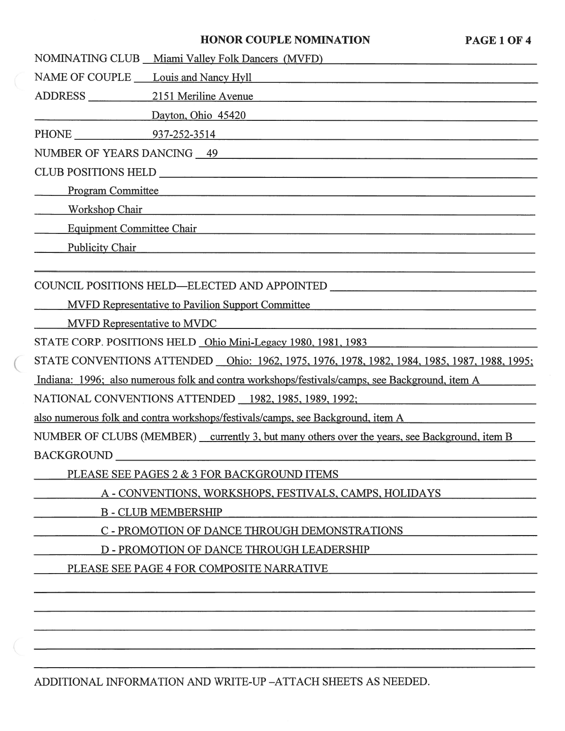# HONOR COUPLE NOMINATION

**PAGE 1 OF 4**

NOMINATING CLUB Miami Valley Folk Dancers (MVFD)

NAME OF COUPLE Louis and Nancy Hyll

ADDRESS 2151 Meriline Avenue

Dayton, Ohio 45420

PHONE 937-252-3514

NUMBER OF YEARS DANCING 49

CLUB POSITIONS HELD

Program Committee

Workshop Chair

Equipment Committee Chair

Publicity Chair

COUNCIL POSITIONS HELD—ELECTED AND APPOINTED

MVFD Representative to Pavilion Support Committee

MVFD Representative to MVDC

STATE CORP. POSITIONS HELD Ohio Mini-Legacy 1980, 1981, 1983

STATE CONVENTIONS ATTENDED Ohio: 1962, 1975, 1976, 1978, 1982, 1984, 1985, 1987, 1988, 1995; Indiana: 1996; also numerous folk and contra workshops/festivals/camps, see Background, item A

NATIONAL CONVENTIONS ATTENDED 1982, 1985, 1989, 1992; also numerous folk and contra workshops/festivals/camps, see Background, item A

NUMBER OF CLUBS (MEMBER) currently 3, but many others over the years, see Background, item B

BACKGROUND

PLEASE SEE PAGES 2 & 3 FOR BACKGROUND ITEMS

A - CONVENTIONS, WORKSHOPS, FESTIVALS, CAMPS, HOLIDAYS

B - CLUB MEMBERSHIP

C - PROMOTION OF DANCE THROUGH DEMONSTRATIONS

D - PROMOTION OF DANCE THROUGH LEADERSHIP

PLEASE SEE PAGE 4 FOR COMPOSITE NARRATIVE

ADDITIONAL INFORMATION AND WRITE-UP –ATTACH SHEETS AS NEEDED.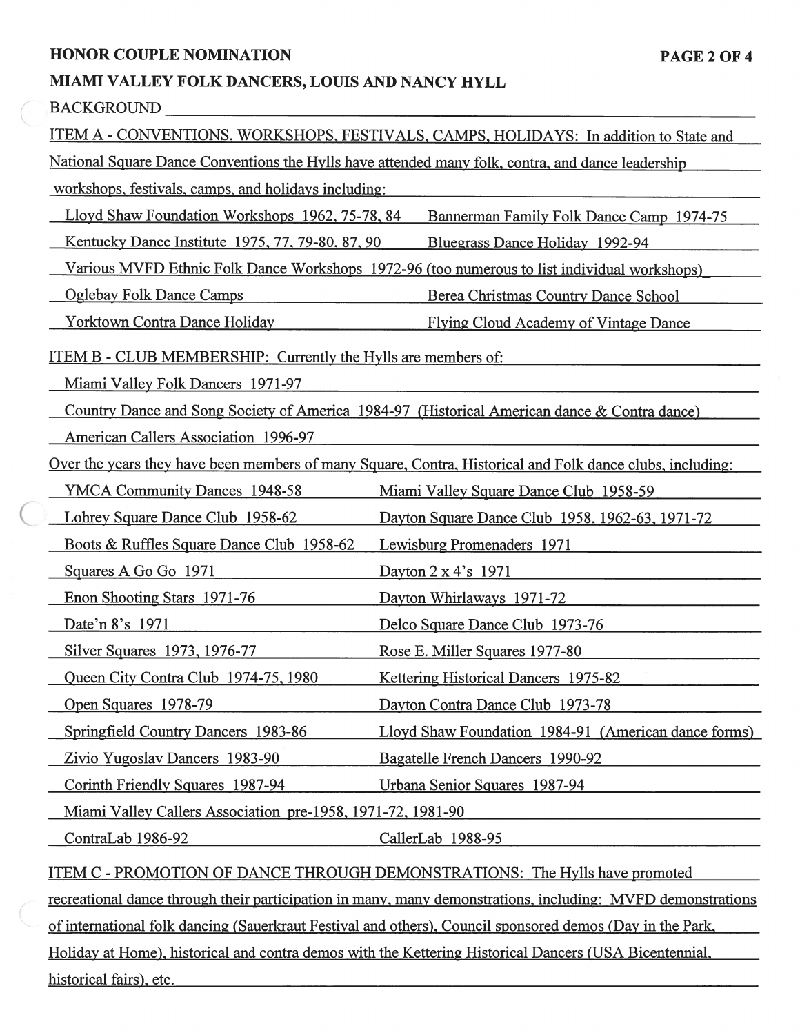**HONOR COUPLE NOMINATION**

**MIAMI VALLEY FOLK DANCERS, LOUIS AND NANCY HYLL**

BACKGROUND

ITEM A - CONVENTIONS. WORKSHOPS, FESTIVALS, CAMPS, HOLIDAYS: In addition to State and National Square Dance Conventions the Hylls have attended many folk, contra, and dance leadership workshops, festivals, camps, and holidays including:

| | |
|---|---|
| Lloyd Shaw Foundation Workshops 1962, 75-78, 84 | Bannerman Family Folk Dance Camp 1974-75 |
| Kentucky Dance Institute 1975, 77, 79-80, 87, 90 | Bluegrass Dance Holiday 1992-94 |

Various MVFD Ethnic Folk Dance Workshops 1972-96 (too numerous to list individual workshops)

| | |
|---|---|
| Oglebay Folk Dance Camps | Berea Christmas Country Dance School |
| Yorktown Contra Dance Holiday | Flying Cloud Academy of Vintage Dance |

ITEM B - CLUB MEMBERSHIP: Currently the Hylls are members of:

- Miami Valley Folk Dancers 1971-97
- Country Dance and Song Society of America 1984-97 (Historical American dance & Contra dance)
- American Callers Association 1996-97

Over the years they have been members of many Square, Contra, Historical and Folk dance clubs, including:

| | |
|---|---|
| YMCA Community Dances 1948-58 | Miami Valley Square Dance Club 1958-59 |
| Lohrey Square Dance Club 1958-62 | Dayton Square Dance Club 1958, 1962-63, 1971-72 |
| Boots & Ruffles Square Dance Club 1958-62 | Lewisburg Promenaders 1971 |
| Squares A Go Go 1971 | Dayton 2 x 4's 1971 |
| Enon Shooting Stars 1971-76 | Dayton Whirlaways 1971-72 |
| Date'n 8's 1971 | Delco Square Dance Club 1973-76 |
| Silver Squares 1973, 1976-77 | Rose E. Miller Squares 1977-80 |
| Queen City Contra Club 1974-75, 1980 | Kettering Historical Dancers 1975-82 |
| Open Squares 1978-79 | Dayton Contra Dance Club 1973-78 |
| Springfield Country Dancers 1983-86 | Lloyd Shaw Foundation 1984-91 (American dance forms) |
| Zivio Yugoslav Dancers 1983-90 | Bagatelle French Dancers 1990-92 |
| Corinth Friendly Squares 1987-94 | Urbana Senior Squares 1987-94 |

Miami Valley Callers Association pre-1958, 1971-72, 1981-90

| | |
|---|---|
| ContraLab 1986-92 | CallerLab 1988-95 |

ITEM C - PROMOTION OF DANCE THROUGH DEMONSTRATIONS: The Hylls have promoted recreational dance through their participation in many, many demonstrations, including: MVFD demonstrations of international folk dancing (Sauerkraut Festival and others), Council sponsored demos (Day in the Park, Holiday at Home), historical and contra demos with the Kettering Historical Dancers (USA Bicentennial, historical fairs), etc.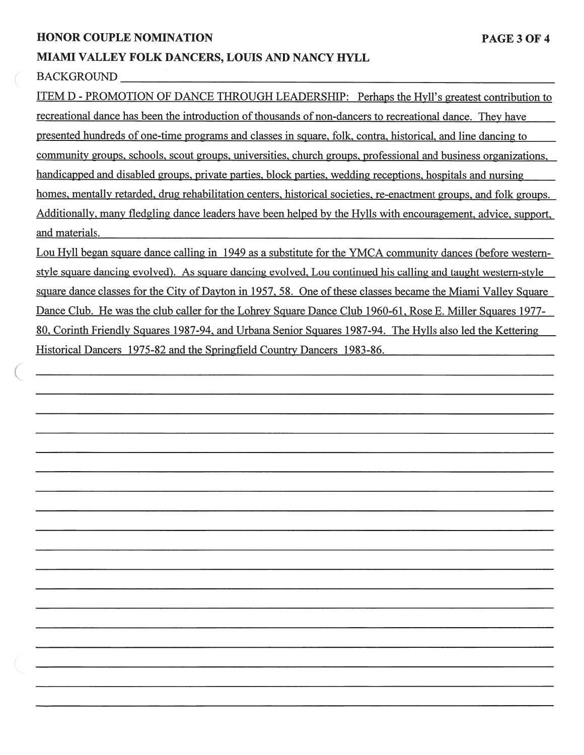**HONOR COUPLE NOMINATION**

**MIAMI VALLEY FOLK DANCERS, LOUIS AND NANCY HYLL**

BACKGROUND

ITEM D - PROMOTION OF DANCE THROUGH LEADERSHIP: Perhaps the Hyll's greatest contribution to recreational dance has been the introduction of thousands of non-dancers to recreational dance. They have presented hundreds of one-time programs and classes in square, folk, contra, historical, and line dancing to community groups, schools, scout groups, universities, church groups, professional and business organizations, handicapped and disabled groups, private parties, block parties, wedding receptions, hospitals and nursing homes, mentally retarded, drug rehabilitation centers, historical societies, re-enactment groups, and folk groups. Additionally, many fledgling dance leaders have been helped by the Hylls with encouragement, advice, support, and materials.

Lou Hyll began square dance calling in 1949 as a substitute for the YMCA community dances (before western-style square dancing evolved). As square dancing evolved, Lou continued his calling and taught western-style square dance classes for the City of Dayton in 1957, 58. One of these classes became the Miami Valley Square Dance Club. He was the club caller for the Lohrey Square Dance Club 1960-61, Rose E. Miller Squares 1977-80, Corinth Friendly Squares 1987-94, and Urbana Senior Squares 1987-94. The Hylls also led the Kettering Historical Dancers 1975-82 and the Springfield Country Dancers 1983-86.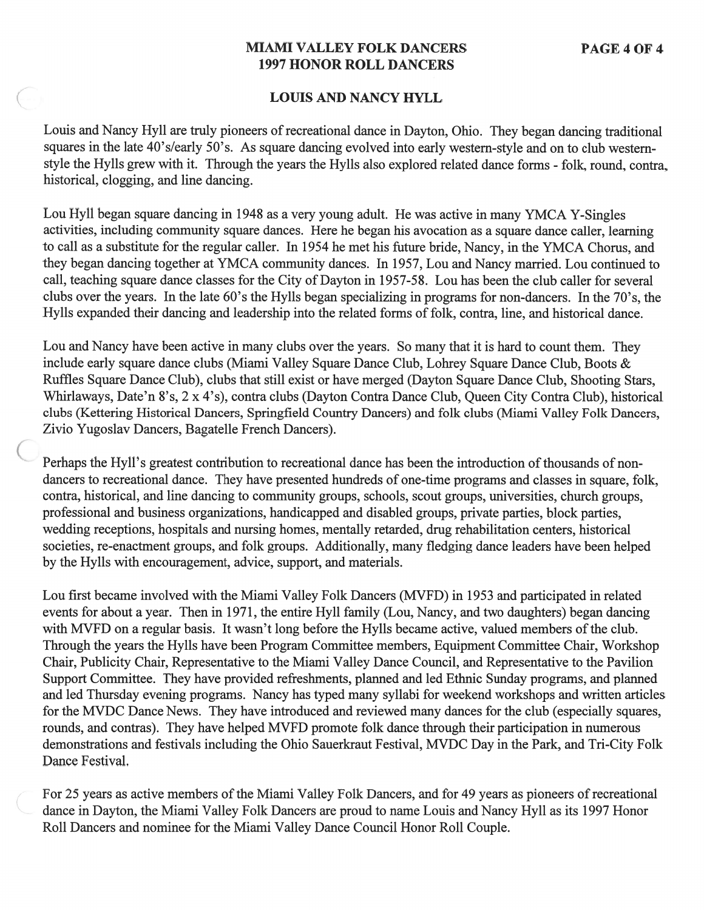# MIAMI VALLEY FOLK DANCERS
## 1997 HONOR ROLL DANCERS

### LOUIS AND NANCY HYLL

Louis and Nancy Hyll are truly pioneers of recreational dance in Dayton, Ohio. They began dancing traditional squares in the late 40's/early 50's. As square dancing evolved into early western-style and on to club western-style the Hylls grew with it. Through the years the Hylls also explored related dance forms - folk, round, contra, historical, clogging, and line dancing.

Lou Hyll began square dancing in 1948 as a very young adult. He was active in many YMCA Y-Singles activities, including community square dances. Here he began his avocation as a square dance caller, learning to call as a substitute for the regular caller. In 1954 he met his future bride, Nancy, in the YMCA Chorus, and they began dancing together at YMCA community dances. In 1957, Lou and Nancy married. Lou continued to call, teaching square dance classes for the City of Dayton in 1957-58. Lou has been the club caller for several clubs over the years. In the late 60's the Hylls began specializing in programs for non-dancers. In the 70's, the Hylls expanded their dancing and leadership into the related forms of folk, contra, line, and historical dance.

Lou and Nancy have been active in many clubs over the years. So many that it is hard to count them. They include early square dance clubs (Miami Valley Square Dance Club, Lohrey Square Dance Club, Boots & Ruffles Square Dance Club), clubs that still exist or have merged (Dayton Square Dance Club, Shooting Stars, Whirlaways, Date'n 8's, 2 x 4's), contra clubs (Dayton Contra Dance Club, Queen City Contra Club), historical clubs (Kettering Historical Dancers, Springfield Country Dancers) and folk clubs (Miami Valley Folk Dancers, Zivio Yugoslav Dancers, Bagatelle French Dancers).

Perhaps the Hyll's greatest contribution to recreational dance has been the introduction of thousands of non-dancers to recreational dance. They have presented hundreds of one-time programs and classes in square, folk, contra, historical, and line dancing to community groups, schools, scout groups, universities, church groups, professional and business organizations, handicapped and disabled groups, private parties, block parties, wedding receptions, hospitals and nursing homes, mentally retarded, drug rehabilitation centers, historical societies, re-enactment groups, and folk groups. Additionally, many fledging dance leaders have been helped by the Hylls with encouragement, advice, support, and materials.

Lou first became involved with the Miami Valley Folk Dancers (MVFD) in 1953 and participated in related events for about a year. Then in 1971, the entire Hyll family (Lou, Nancy, and two daughters) began dancing with MVFD on a regular basis. It wasn't long before the Hylls became active, valued members of the club. Through the years the Hylls have been Program Committee members, Equipment Committee Chair, Workshop Chair, Publicity Chair, Representative to the Miami Valley Dance Council, and Representative to the Pavilion Support Committee. They have provided refreshments, planned and led Ethnic Sunday programs, and planned and led Thursday evening programs. Nancy has typed many syllabi for weekend workshops and written articles for the MVDC Dance News. They have introduced and reviewed many dances for the club (especially squares, rounds, and contras). They have helped MVFD promote folk dance through their participation in numerous demonstrations and festivals including the Ohio Sauerkraut Festival, MVDC Day in the Park, and Tri-City Folk Dance Festival.

For 25 years as active members of the Miami Valley Folk Dancers, and for 49 years as pioneers of recreational dance in Dayton, the Miami Valley Folk Dancers are proud to name Louis and Nancy Hyll as its 1997 Honor Roll Dancers and nominee for the Miami Valley Dance Council Honor Roll Couple.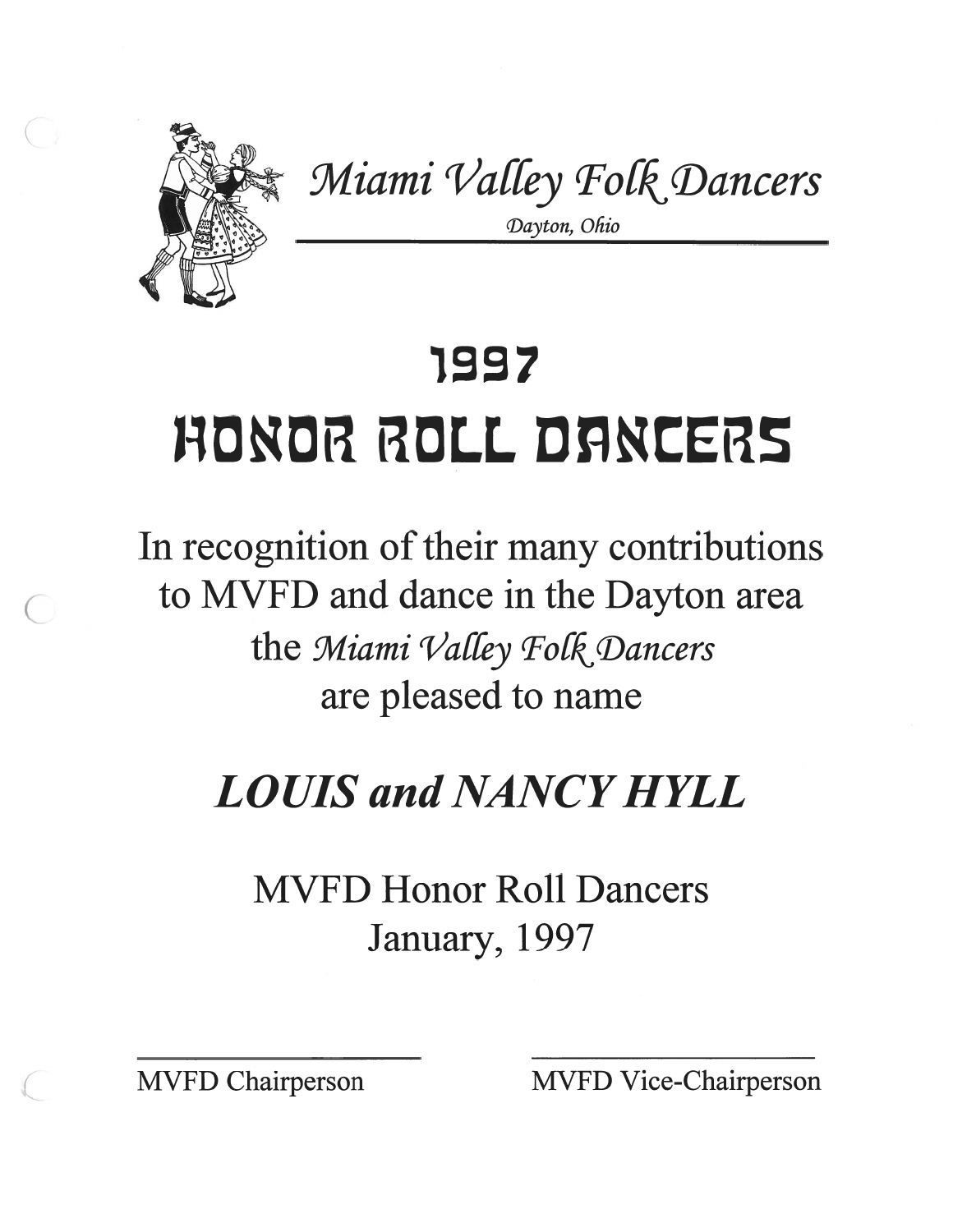*Miami Valley Folk Dancers*

*Dayton, Ohio*

# 1997
# HONOR ROLL DANCERS

In recognition of their many contributions to MVFD and dance in the Dayton area the *Miami Valley Folk Dancers* are pleased to name

## *LOUIS and NANCY HYLL*

MVFD Honor Roll Dancers
January, 1997

MVFD Chairperson

MVFD Vice-Chairperson